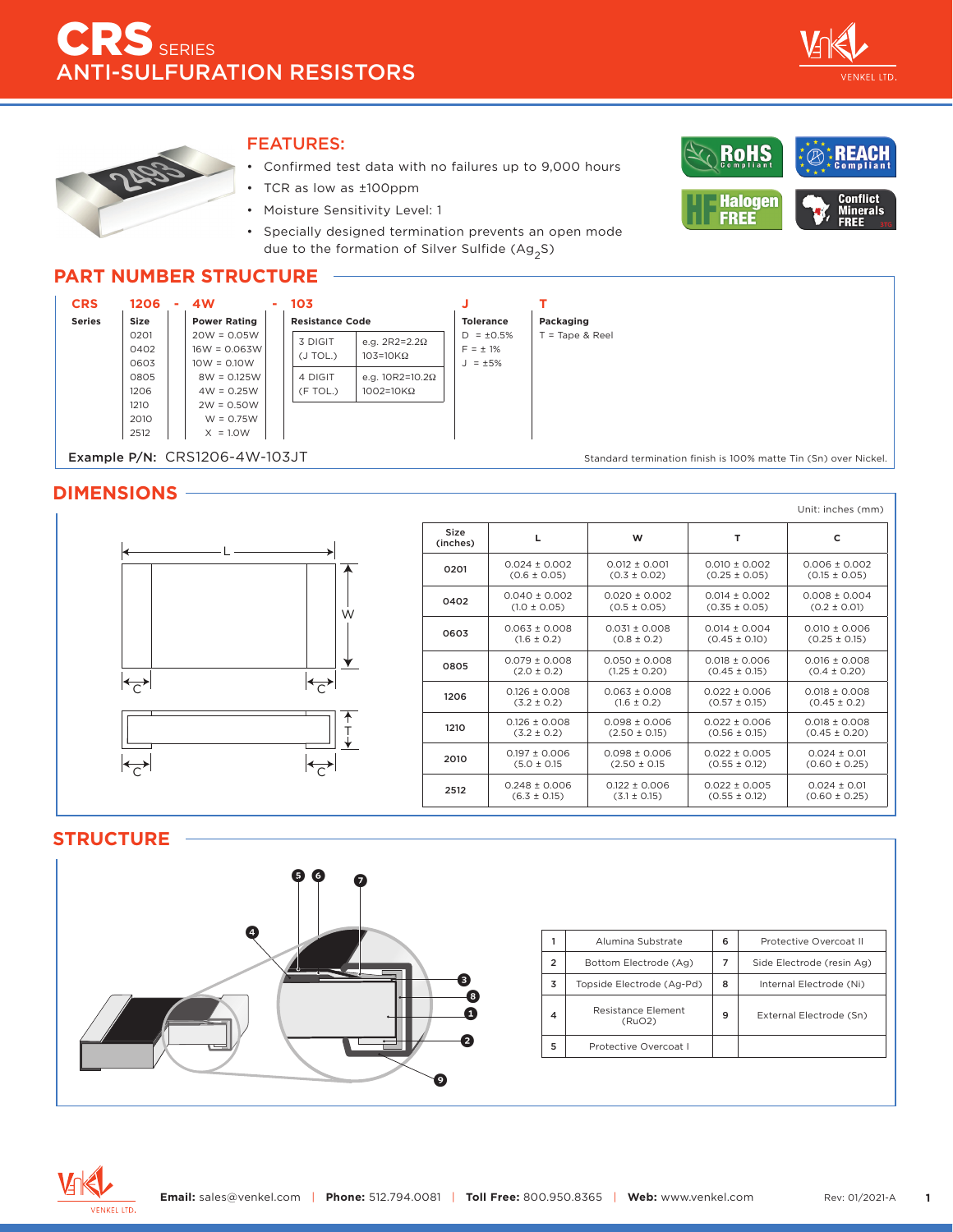# CRS SERIES
# ANTI-SULFURATION RESISTORS

## FEATURES:

- Confirmed test data with no failures up to 9,000 hours
- TCR as low as ±100ppm
- Moisture Sensitivity Level: 1
- Specially designed termination prevents an open mode due to the formation of Silver Sulfide ($Ag_2S$)

RoHS Compliant | REACH Compliant | Halogen FREE | Conflict Minerals FREE

## PART NUMBER STRUCTURE

| CRS | 1206 | 4W | 103 | | J | T |
|---|---|---|---|---|---|---|
| **Series** | **Size** | **Power Rating** | **Resistance Code** | | **Tolerance** | **Packaging** |
| | 0201 | 20W = 0.05W | 3 DIGIT (J TOL.) | e.g. 2R2=2.2Ω 103=10KΩ | D = ±0.5% | T = Tape & Reel |
| | 0402 | 16W = 0.063W | 4 DIGIT (F TOL.) | e.g. 10R2=10.2Ω 1002=10KΩ | F = ± 1% | |
| | 0603 | 10W = 0.10W | | | J = ±5% | |
| | 0805 | 8W = 0.125W | | | | |
| | 1206 | 4W = 0.25W | | | | |
| | 1210 | 2W = 0.50W | | | | |
| | 2010 | W = 0.75W | | | | |
| | 2512 | X = 1.0W | | | | |

**Example P/N:** CRS1206-4W-103JT

Standard termination finish is 100% matte Tin (Sn) over Nickel.

## DIMENSIONS

Unit: inches (mm)

| Size (inches) | L | W | T | C |
|---|---|---|---|---|
| 0201 | 0.024 ± 0.002 (0.6 ± 0.05) | 0.012 ± 0.001 (0.3 ± 0.02) | 0.010 ± 0.002 (0.25 ± 0.05) | 0.006 ± 0.002 (0.15 ± 0.05) |
| 0402 | 0.040 ± 0.002 (1.0 ± 0.05) | 0.020 ± 0.002 (0.5 ± 0.05) | 0.014 ± 0.002 (0.35 ± 0.05) | 0.008 ± 0.004 (0.2 ± 0.01) |
| 0603 | 0.063 ± 0.008 (1.6 ± 0.2) | 0.031 ± 0.008 (0.8 ± 0.2) | 0.014 ± 0.004 (0.45 ± 0.10) | 0.010 ± 0.006 (0.25 ± 0.15) |
| 0805 | 0.079 ± 0.008 (2.0 ± 0.2) | 0.050 ± 0.008 (1.25 ± 0.20) | 0.018 ± 0.006 (0.45 ± 0.15) | 0.016 ± 0.008 (0.4 ± 0.20) |
| 1206 | 0.126 ± 0.008 (3.2 ± 0.2) | 0.063 ± 0.008 (1.6 ± 0.2) | 0.022 ± 0.006 (0.57 ± 0.15) | 0.018 ± 0.008 (0.45 ± 0.2) |
| 1210 | 0.126 ± 0.008 (3.2 ± 0.2) | 0.098 ± 0.006 (2.50 ± 0.15) | 0.022 ± 0.006 (0.56 ± 0.15) | 0.018 ± 0.008 (0.45 ± 0.20) |
| 2010 | 0.197 ± 0.006 (5.0 ± 0.15) | 0.098 ± 0.006 (2.50 ± 0.15) | 0.022 ± 0.005 (0.55 ± 0.12) | 0.024 ± 0.01 (0.60 ± 0.25) |
| 2512 | 0.248 ± 0.006 (6.3 ± 0.15) | 0.122 ± 0.006 (3.1 ± 0.15) | 0.022 ± 0.005 (0.55 ± 0.12) | 0.024 ± 0.01 (0.60 ± 0.25) |

## STRUCTURE

| # | Component | # | Component |
|---|---|---|---|
| 1 | Alumina Substrate | 6 | Protective Overcoat II |
| 2 | Bottom Electrode (Ag) | 7 | Side Electrode (resin Ag) |
| 3 | Topside Electrode (Ag-Pd) | 8 | Internal Electrode (Ni) |
| 4 | Resistance Element (RuO2) | 9 | External Electrode (Sn) |
| 5 | Protective Overcoat I | | |

**Email:** sales@venkel.com | **Phone:** 512.794.0081 | **Toll Free:** 800.950.8365 | **Web:** www.venkel.com

Rev: 01/2021-A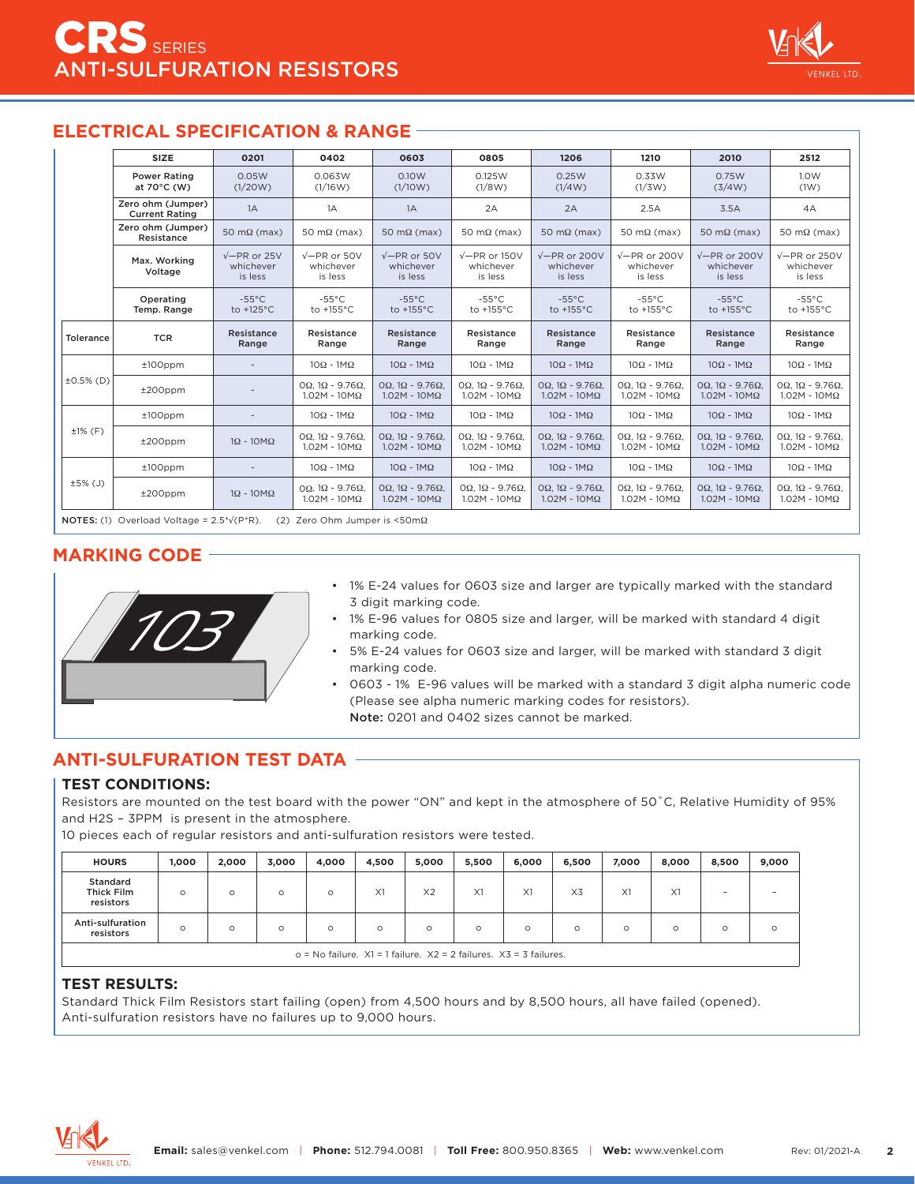# CRS SERIES ANTI-SULFURATION RESISTORS

## ELECTRICAL SPECIFICATION & RANGE

| | SIZE | 0201 | 0402 | 0603 | 0805 | 1206 | 1210 | 2010 | 2512 |
|---|---|---|---|---|---|---|---|---|---|
| | Power Rating at 70°C (W) | 0.05W (1/20W) | 0.063W (1/16W) | 0.10W (1/10W) | 0.125W (1/8W) | 0.25W (1/4W) | 0.33W (1/3W) | 0.75W (3/4W) | 1.0W (1W) |
| | Zero ohm (Jumper) Current Rating | 1A | 1A | 1A | 2A | 2A | 2.5A | 3.5A | 4A |
| | Zero ohm (Jumper) Resistance | 50 mΩ (max) | 50 mΩ (max) | 50 mΩ (max) | 50 mΩ (max) | 50 mΩ (max) | 50 mΩ (max) | 50 mΩ (max) | 50 mΩ (max) |
| | Max. Working Voltage | $\sqrt{PR}$ or 25V whichever is less | $\sqrt{PR}$ or 50V whichever is less | $\sqrt{PR}$ or 50V whichever is less | $\sqrt{PR}$ or 150V whichever is less | $\sqrt{PR}$ or 200V whichever is less | $\sqrt{PR}$ or 200V whichever is less | $\sqrt{PR}$ or 200V whichever is less | $\sqrt{PR}$ or 250V whichever is less |
| | Operating Temp. Range | -55°C to +125°C | -55°C to +155°C | -55°C to +155°C | -55°C to +155°C | -55°C to +155°C | -55°C to +155°C | -55°C to +155°C | -55°C to +155°C |
| Tolerance | TCR | Resistance Range | Resistance Range | Resistance Range | Resistance Range | Resistance Range | Resistance Range | Resistance Range | Resistance Range |
| ±0.5% (D) | ±100ppm | - | 10Ω - 1MΩ | 10Ω - 1MΩ | 10Ω - 1MΩ | 10Ω - 1MΩ | 10Ω - 1MΩ | 10Ω - 1MΩ | 10Ω - 1MΩ |
| | ±200ppm | - | 0Ω, 1Ω - 9.76Ω, 1.02M - 10MΩ | 0Ω, 1Ω - 9.76Ω, 1.02M - 10MΩ | 0Ω, 1Ω - 9.76Ω, 1.02M - 10MΩ | 0Ω, 1Ω - 9.76Ω, 1.02M - 10MΩ | 0Ω, 1Ω - 9.76Ω, 1.02M - 10MΩ | 0Ω, 1Ω - 9.76Ω, 1.02M - 10MΩ | 0Ω, 1Ω - 9.76Ω, 1.02M - 10MΩ |
| ±1% (F) | ±100ppm | - | 10Ω - 1MΩ | 10Ω - 1MΩ | 10Ω - 1MΩ | 10Ω - 1MΩ | 10Ω - 1MΩ | 10Ω - 1MΩ | 10Ω - 1MΩ |
| | ±200ppm | 1Ω - 10MΩ | 0Ω, 1Ω - 9.76Ω, 1.02M - 10MΩ | 0Ω, 1Ω - 9.76Ω, 1.02M - 10MΩ | 0Ω, 1Ω - 9.76Ω, 1.02M - 10MΩ | 0Ω, 1Ω - 9.76Ω, 1.02M - 10MΩ | 0Ω, 1Ω - 9.76Ω, 1.02M - 10MΩ | 0Ω, 1Ω - 9.76Ω, 1.02M - 10MΩ | 0Ω, 1Ω - 9.76Ω, 1.02M - 10MΩ |
| ±5% (J) | ±100ppm | - | 10Ω - 1MΩ | 10Ω - 1MΩ | 10Ω - 1MΩ | 10Ω - 1MΩ | 10Ω - 1MΩ | 10Ω - 1MΩ | 10Ω - 1MΩ |
| | ±200ppm | 1Ω - 10MΩ | 0Ω, 1Ω - 9.76Ω, 1.02M - 10MΩ | 0Ω, 1Ω - 9.76Ω, 1.02M - 10MΩ | 0Ω, 1Ω - 9.76Ω, 1.02M - 10MΩ | 0Ω, 1Ω - 9.76Ω, 1.02M - 10MΩ | 0Ω, 1Ω - 9.76Ω, 1.02M - 10MΩ | 0Ω, 1Ω - 9.76Ω, 1.02M - 10MΩ | 0Ω, 1Ω - 9.76Ω, 1.02M - 10MΩ |

**NOTES:** (1) Overload Voltage = $2.5 \times \sqrt{P \times R}$). (2) Zero Ohm Jumper is <50mΩ

## MARKING CODE

103

- 1% E-24 values for 0603 size and larger are typically marked with the standard 3 digit marking code.
- 1% E-96 values for 0805 size and larger, will be marked with standard 4 digit marking code.
- 5% E-24 values for 0603 size and larger, will be marked with standard 3 digit marking code.
- 0603 - 1% E-96 values will be marked with a standard 3 digit alpha numeric code (Please see alpha numeric marking codes for resistors).
  **Note:** 0201 and 0402 sizes cannot be marked.

## ANTI-SULFURATION TEST DATA

### TEST CONDITIONS:

Resistors are mounted on the test board with the power "ON" and kept in the atmosphere of 50˚C, Relative Humidity of 95% and $H_2S$ – 3PPM is present in the atmosphere.

10 pieces each of regular resistors and anti-sulfuration resistors were tested.

| HOURS | 1,000 | 2,000 | 3,000 | 4,000 | 4,500 | 5,000 | 5,500 | 6,000 | 6,500 | 7,000 | 8,000 | 8,500 | 9,000 |
|---|---|---|---|---|---|---|---|---|---|---|---|---|---|
| Standard Thick Film resistors | o | o | o | o | X1 | X2 | X1 | X1 | X3 | X1 | X1 | - | - |
| Anti-sulfuration resistors | o | o | o | o | o | o | o | o | o | o | o | o | o |

o = No failure. X1 = 1 failure. X2 = 2 failures. X3 = 3 failures.

### TEST RESULTS:

Standard Thick Film Resistors start failing (open) from 4,500 hours and by 8,500 hours, all have failed (opened). Anti-sulfuration resistors have no failures up to 9,000 hours.

**Email:** sales@venkel.com | **Phone:** 512.794.0081 | **Toll Free:** 800.950.8365 | **Web:** www.venkel.com

Rev: 01/2021-A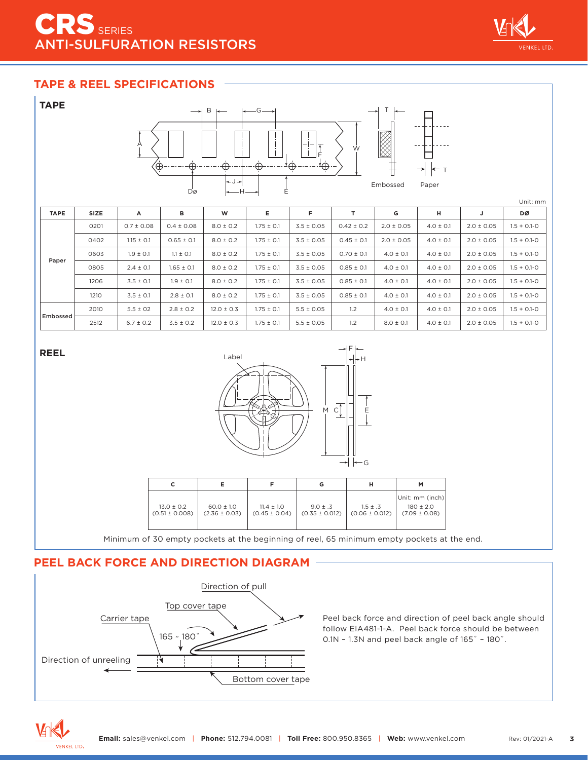## TAPE & REEL SPECIFICATIONS

### TAPE

Unit: mm

| TAPE | SIZE | A | B | W | E | F | T | G | H | J | DØ |
|---|---|---|---|---|---|---|---|---|---|---|---|
| Paper | 0201 | 0.7 ± 0.08 | 0.4 ± 0.08 | 8.0 ± 0.2 | 1.75 ± 0.1 | 3.5 ± 0.05 | 0.42 ± 0.2 | 2.0 ± 0.05 | 4.0 ± 0.1 | 2.0 ± 0.05 | 1.5 + 0.1-0 |
| | 0402 | 1.15 ± 0.1 | 0.65 ± 0.1 | 8.0 ± 0.2 | 1.75 ± 0.1 | 3.5 ± 0.05 | 0.45 ± 0.1 | 2.0 ± 0.05 | 4.0 ± 0.1 | 2.0 ± 0.05 | 1.5 + 0.1-0 |
| | 0603 | 1.9 ± 0.1 | 1.1 ± 0.1 | 8.0 ± 0.2 | 1.75 ± 0.1 | 3.5 ± 0.05 | 0.70 ± 0.1 | 4.0 ± 0.1 | 4.0 ± 0.1 | 2.0 ± 0.05 | 1.5 + 0.1-0 |
| | 0805 | 2.4 ± 0.1 | 1.65 ± 0.1 | 8.0 ± 0.2 | 1.75 ± 0.1 | 3.5 ± 0.05 | 0.85 ± 0.1 | 4.0 ± 0.1 | 4.0 ± 0.1 | 2.0 ± 0.05 | 1.5 + 0.1-0 |
| | 1206 | 3.5 ± 0.1 | 1.9 ± 0.1 | 8.0 ± 0.2 | 1.75 ± 0.1 | 3.5 ± 0.05 | 0.85 ± 0.1 | 4.0 ± 0.1 | 4.0 ± 0.1 | 2.0 ± 0.05 | 1.5 + 0.1-0 |
| | 1210 | 3.5 ± 0.1 | 2.8 ± 0.1 | 8.0 ± 0.2 | 1.75 ± 0.1 | 3.5 ± 0.05 | 0.85 ± 0.1 | 4.0 ± 0.1 | 4.0 ± 0.1 | 2.0 ± 0.05 | 1.5 + 0.1-0 |
| Embossed | 2010 | 5.5 ± 02 | 2.8 ± 0.2 | 12.0 ± 0.3 | 1.75 ± 0.1 | 5.5 ± 0.05 | 1.2 | 4.0 ± 0.1 | 4.0 ± 0.1 | 2.0 ± 0.05 | 1.5 + 0.1-0 |
| | 2512 | 6.7 ± 0.2 | 3.5 ± 0.2 | 12.0 ± 0.3 | 1.75 ± 0.1 | 5.5 ± 0.05 | 1.2 | 8.0 ± 0.1 | 4.0 ± 0.1 | 2.0 ± 0.05 | 1.5 + 0.1-0 |

### REEL

| C | E | F | G | H | M |
|---|---|---|---|---|---|
| 13.0 ± 0.2 (0.51 ± 0.008) | 60.0 ± 1.0 (2.36 ± 0.03) | 11.4 ± 1.0 (0.45 ± 0.04) | 9.0 ± .3 (0.35 ± 0.012) | 1.5 ± .3 (0.06 ± 0.012) | Unit: mm (inch) 180 ± 2.0 (7.09 ± 0.08) |

Minimum of 30 empty pockets at the beginning of reel, 65 minimum empty pockets at the end.

## PEEL BACK FORCE AND DIRECTION DIAGRAM

Peel back force and direction of peel back angle should follow EIA481-1-A. Peel back force should be between 0.1N – 1.3N and peel back angle of 165˚ – 180˚.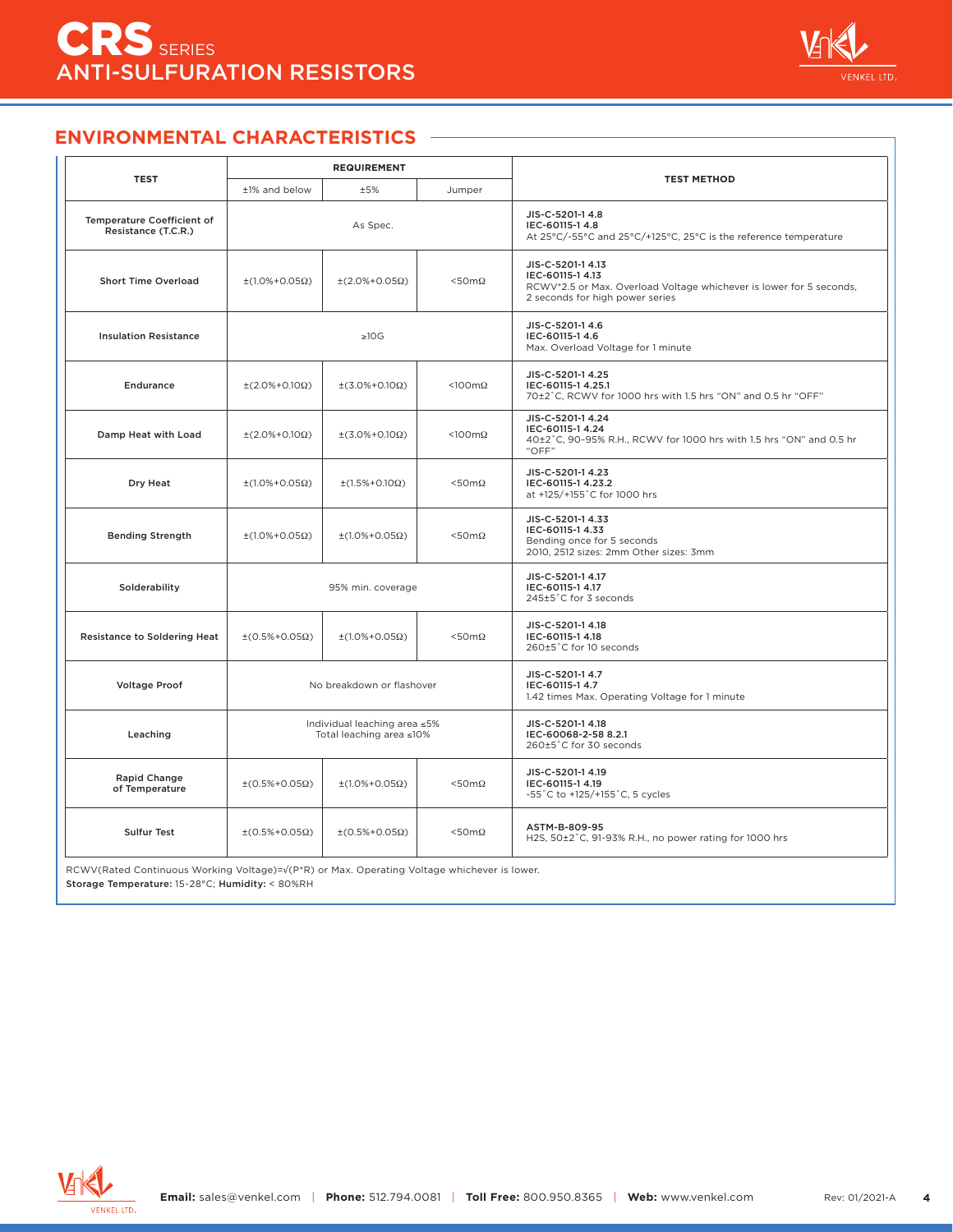# CRS SERIES ANTI-SULFURATION RESISTORS

## ENVIRONMENTAL CHARACTERISTICS

| TEST | REQUIREMENT | | | TEST METHOD |
|---|---|---|---|---|
| | ±1% and below | ±5% | Jumper | |
| Temperature Coefficient of Resistance (T.C.R.) | As Spec. | | | **JIS-C-5201-1 4.8**<br>**IEC-60115-1 4.8**<br>At 25°C/-55°C and 25°C/+125°C, 25°C is the reference temperature |
| Short Time Overload | ±(1.0%+0.05Ω) | ±(2.0%+0.05Ω) | <50mΩ | **JIS-C-5201-1 4.13**<br>**IEC-60115-1 4.13**<br>RCWV*2.5 or Max. Overload Voltage whichever is lower for 5 seconds, 2 seconds for high power series |
| Insulation Resistance | ≥10G | | | **JIS-C-5201-1 4.6**<br>**IEC-60115-1 4.6**<br>Max. Overload Voltage for 1 minute |
| Endurance | ±(2.0%+0.10Ω) | ±(3.0%+0.10Ω) | <100mΩ | **JIS-C-5201-1 4.25**<br>**IEC-60115-1 4.25.1**<br>70±2˚C, RCWV for 1000 hrs with 1.5 hrs "ON" and 0.5 hr "OFF" |
| Damp Heat with Load | ±(2.0%+0.10Ω) | ±(3.0%+0.10Ω) | <100mΩ | **JIS-C-5201-1 4.24**<br>**IEC-60115-1 4.24**<br>40±2˚C, 90-95% R.H., RCWV for 1000 hrs with 1.5 hrs "ON" and 0.5 hr "OFF" |
| Dry Heat | ±(1.0%+0.05Ω) | ±(1.5%+0.10Ω) | <50mΩ | **JIS-C-5201-1 4.23**<br>**IEC-60115-1 4.23.2**<br>at +125/+155˚C for 1000 hrs |
| Bending Strength | ±(1.0%+0.05Ω) | ±(1.0%+0.05Ω) | <50mΩ | **JIS-C-5201-1 4.33**<br>**IEC-60115-1 4.33**<br>Bending once for 5 seconds<br>2010, 2512 sizes: 2mm Other sizes: 3mm |
| Solderability | 95% min. coverage | | | **JIS-C-5201-1 4.17**<br>**IEC-60115-1 4.17**<br>245±5˚C for 3 seconds |
| Resistance to Soldering Heat | ±(0.5%+0.05Ω) | ±(1.0%+0.05Ω) | <50mΩ | **JIS-C-5201-1 4.18**<br>**IEC-60115-1 4.18**<br>260±5˚C for 10 seconds |
| Voltage Proof | No breakdown or flashover | | | **JIS-C-5201-1 4.7**<br>**IEC-60115-1 4.7**<br>1.42 times Max. Operating Voltage for 1 minute |
| Leaching | Individual leaching area ≤5%<br>Total leaching area ≤10% | | | **JIS-C-5201-1 4.18**<br>**IEC-60068-2-58 8.2.1**<br>260±5˚C for 30 seconds |
| Rapid Change of Temperature | ±(0.5%+0.05Ω) | ±(1.0%+0.05Ω) | <50mΩ | **JIS-C-5201-1 4.19**<br>**IEC-60115-1 4.19**<br>-55˚C to +125/+155˚C, 5 cycles |
| Sulfur Test | ±(0.5%+0.05Ω) | ±(0.5%+0.05Ω) | <50mΩ | **ASTM-B-809-95**<br>$H_2S$, 50±2˚C, 91-93% R.H., no power rating for 1000 hrs |

RCWV(Rated Continuous Working Voltage)=$\sqrt{P*R}$ or Max. Operating Voltage whichever is lower.

**Storage Temperature:** 15-28°C; **Humidity:** < 80%RH

**Email:** sales@venkel.com | **Phone:** 512.794.0081 | **Toll Free:** 800.950.8365 | **Web:** www.venkel.com

Rev: 01/2021-A